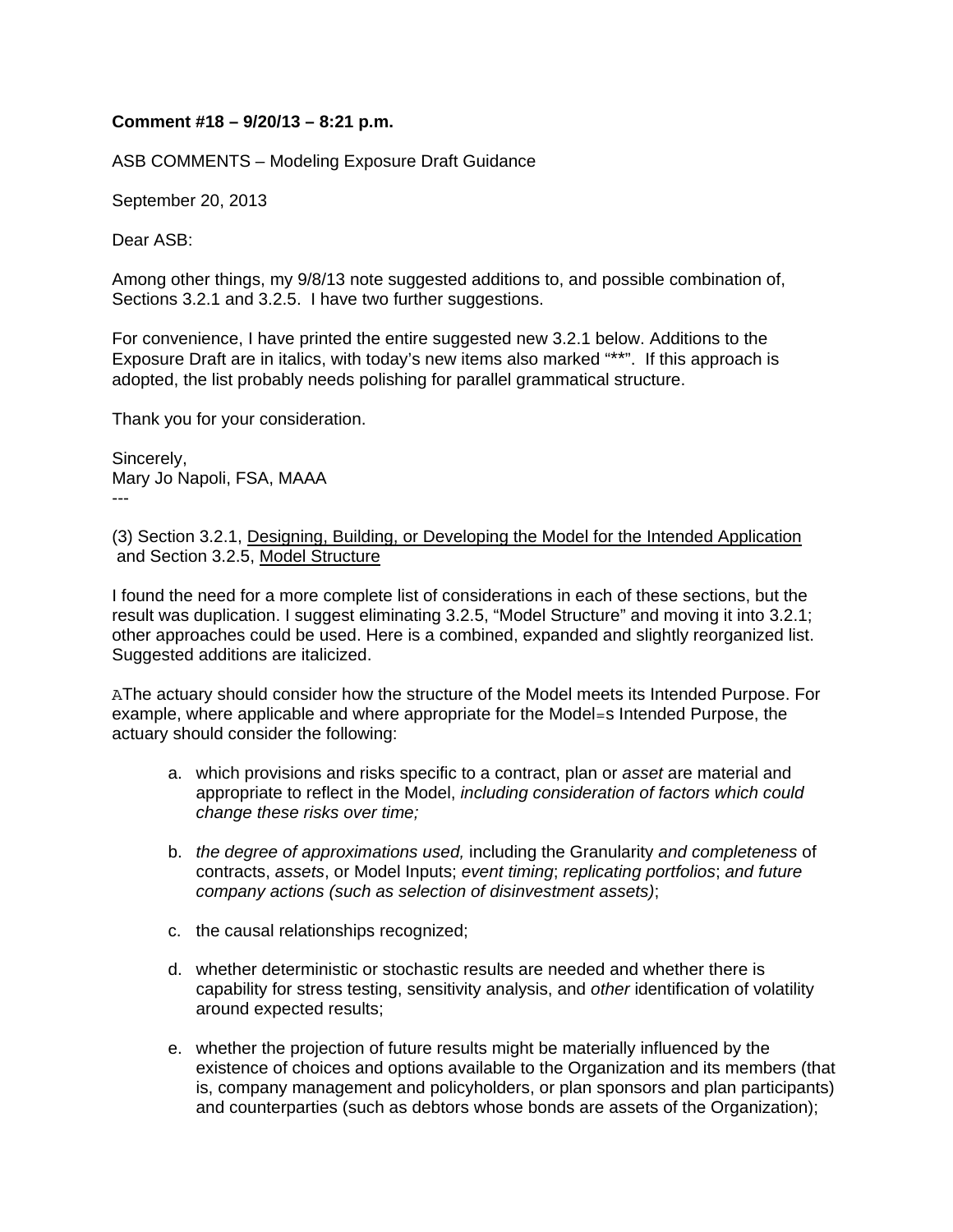**Comment #18 – 9/20/13 – 8:21 p.m.**

ASB COMMENTS – Modeling Exposure Draft Guidance

September 20, 2013

Dear ASB:

Among other things, my 9/8/13 note suggested additions to, and possible combination of, Sections 3.2.1 and 3.2.5. I have two further suggestions.

For convenience, I have printed the entire suggested new 3.2.1 below. Additions to the Exposure Draft are in italics, with today's new items also marked "**". If this approach is adopted, the list probably needs polishing for parallel grammatical structure.

Thank you for your consideration.

Sincerely,
Mary Jo Napoli, FSA, MAAA
---

(3) Section 3.2.1, <u>Designing, Building, or Developing the Model for the Intended Application</u> and Section 3.2.5, <u>Model Structure</u>

I found the need for a more complete list of considerations in each of these sections, but the result was duplication. I suggest eliminating 3.2.5, "Model Structure" and moving it into 3.2.1; other approaches could be used. Here is a combined, expanded and slightly reorganized list. Suggested additions are italicized.

AThe actuary should consider how the structure of the Model meets its Intended Purpose. For example, where applicable and where appropriate for the Model=s Intended Purpose, the actuary should consider the following:

a. which provisions and risks specific to a contract, plan or *asset* are material and appropriate to reflect in the Model, *including consideration of factors which could change these risks over time;*

b. *the degree of approximations used,* including the Granularity *and completeness* of contracts, *assets*, or Model Inputs; *event timing*; *replicating portfolios*; *and future company actions (such as selection of disinvestment assets)*;

c. the causal relationships recognized;

d. whether deterministic or stochastic results are needed and whether there is capability for stress testing, sensitivity analysis, and *other* identification of volatility around expected results;

e. whether the projection of future results might be materially influenced by the existence of choices and options available to the Organization and its members (that is, company management and policyholders, or plan sponsors and plan participants) and counterparties (such as debtors whose bonds are assets of the Organization);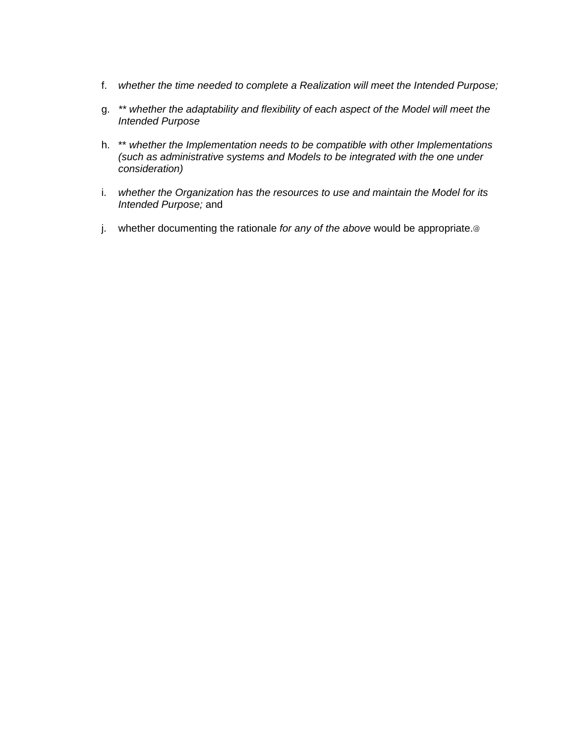f. *whether the time needed to complete a Realization will meet the Intended Purpose;*

g. *** whether the adaptability and flexibility of each aspect of the Model will meet the Intended Purpose*

h. ** *whether the Implementation needs to be compatible with other Implementations (such as administrative systems and Models to be integrated with the one under consideration)*

i. *whether the Organization has the resources to use and maintain the Model for its Intended Purpose;* and

j. whether documenting the rationale *for any of the above* would be appropriate.@